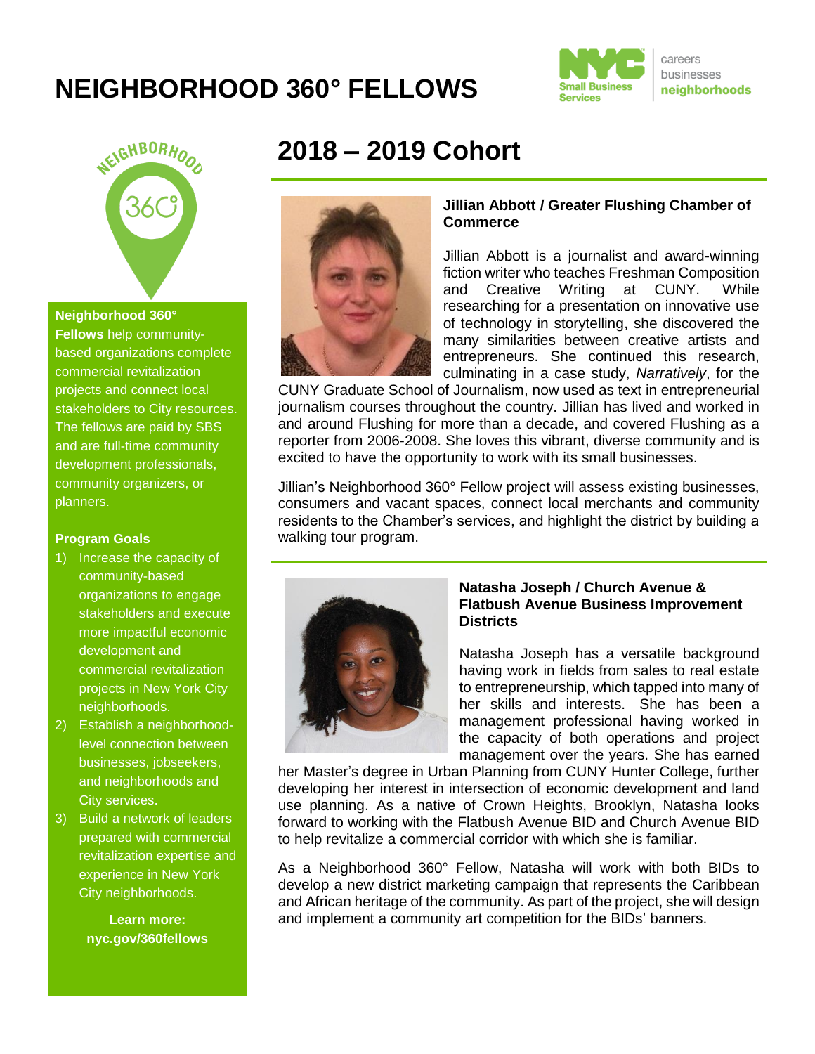# NEIGHBORHOOD 360° FELLOWS

**Neighborhood 360° Fellows** help community-based organizations complete commercial revitalization projects and connect local stakeholders to City resources. The fellows are paid by SBS and are full-time community development professionals, community organizers, or planners.

**Program Goals**

1) Increase the capacity of community-based organizations to engage stakeholders and execute more impactful economic development and commercial revitalization projects in New York City neighborhoods.
2) Establish a neighborhood-level connection between businesses, jobseekers, and neighborhoods and City services.
3) Build a network of leaders prepared with commercial revitalization expertise and experience in New York City neighborhoods.

**Learn more: nyc.gov/360fellows**

## 2018 – 2019 Cohort

### Jillian Abbott / Greater Flushing Chamber of Commerce

Jillian Abbott is a journalist and award-winning fiction writer who teaches Freshman Composition and Creative Writing at CUNY. While researching for a presentation on innovative use of technology in storytelling, she discovered the many similarities between creative artists and entrepreneurs. She continued this research, culminating in a case study, *Narratively*, for the CUNY Graduate School of Journalism, now used as text in entrepreneurial journalism courses throughout the country. Jillian has lived and worked in and around Flushing for more than a decade, and covered Flushing as a reporter from 2006-2008. She loves this vibrant, diverse community and is excited to have the opportunity to work with its small businesses.

Jillian's Neighborhood 360° Fellow project will assess existing businesses, consumers and vacant spaces, connect local merchants and community residents to the Chamber's services, and highlight the district by building a walking tour program.

### Natasha Joseph / Church Avenue & Flatbush Avenue Business Improvement Districts

Natasha Joseph has a versatile background having work in fields from sales to real estate to entrepreneurship, which tapped into many of her skills and interests. She has been a management professional having worked in the capacity of both operations and project management over the years. She has earned her Master's degree in Urban Planning from CUNY Hunter College, further developing her interest in intersection of economic development and land use planning. As a native of Crown Heights, Brooklyn, Natasha looks forward to working with the Flatbush Avenue BID and Church Avenue BID to help revitalize a commercial corridor with which she is familiar.

As a Neighborhood 360° Fellow, Natasha will work with both BIDs to develop a new district marketing campaign that represents the Caribbean and African heritage of the community. As part of the project, she will design and implement a community art competition for the BIDs' banners.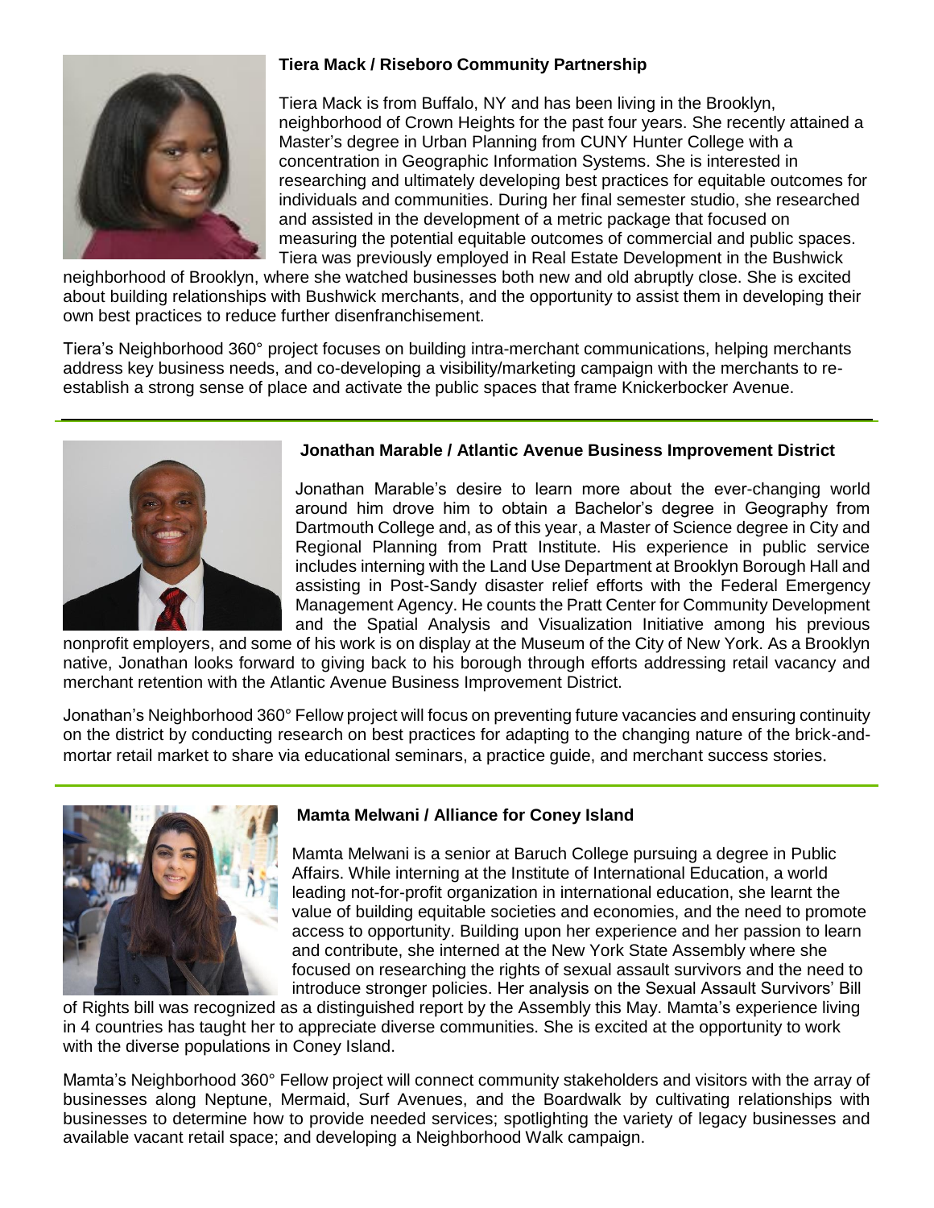### Tiera Mack / Riseboro Community Partnership

Tiera Mack is from Buffalo, NY and has been living in the Brooklyn, neighborhood of Crown Heights for the past four years. She recently attained a Master's degree in Urban Planning from CUNY Hunter College with a concentration in Geographic Information Systems. She is interested in researching and ultimately developing best practices for equitable outcomes for individuals and communities. During her final semester studio, she researched and assisted in the development of a metric package that focused on measuring the potential equitable outcomes of commercial and public spaces. Tiera was previously employed in Real Estate Development in the Bushwick neighborhood of Brooklyn, where she watched businesses both new and old abruptly close. She is excited about building relationships with Bushwick merchants, and the opportunity to assist them in developing their own best practices to reduce further disenfranchisement.

Tiera's Neighborhood 360° project focuses on building intra-merchant communications, helping merchants address key business needs, and co-developing a visibility/marketing campaign with the merchants to re-establish a strong sense of place and activate the public spaces that frame Knickerbocker Avenue.

---

### Jonathan Marable / Atlantic Avenue Business Improvement District

Jonathan Marable's desire to learn more about the ever-changing world around him drove him to obtain a Bachelor's degree in Geography from Dartmouth College and, as of this year, a Master of Science degree in City and Regional Planning from Pratt Institute. His experience in public service includes interning with the Land Use Department at Brooklyn Borough Hall and assisting in Post-Sandy disaster relief efforts with the Federal Emergency Management Agency. He counts the Pratt Center for Community Development and the Spatial Analysis and Visualization Initiative among his previous nonprofit employers, and some of his work is on display at the Museum of the City of New York. As a Brooklyn native, Jonathan looks forward to giving back to his borough through efforts addressing retail vacancy and merchant retention with the Atlantic Avenue Business Improvement District.

Jonathan's Neighborhood 360° Fellow project will focus on preventing future vacancies and ensuring continuity on the district by conducting research on best practices for adapting to the changing nature of the brick-and-mortar retail market to share via educational seminars, a practice guide, and merchant success stories.

---

### Mamta Melwani / Alliance for Coney Island

Mamta Melwani is a senior at Baruch College pursuing a degree in Public Affairs. While interning at the Institute of International Education, a world leading not-for-profit organization in international education, she learnt the value of building equitable societies and economies, and the need to promote access to opportunity. Building upon her experience and her passion to learn and contribute, she interned at the New York State Assembly where she focused on researching the rights of sexual assault survivors and the need to introduce stronger policies. Her analysis on the Sexual Assault Survivors' Bill of Rights bill was recognized as a distinguished report by the Assembly this May. Mamta's experience living in 4 countries has taught her to appreciate diverse communities. She is excited at the opportunity to work with the diverse populations in Coney Island.

Mamta's Neighborhood 360° Fellow project will connect community stakeholders and visitors with the array of businesses along Neptune, Mermaid, Surf Avenues, and the Boardwalk by cultivating relationships with businesses to determine how to provide needed services; spotlighting the variety of legacy businesses and available vacant retail space; and developing a Neighborhood Walk campaign.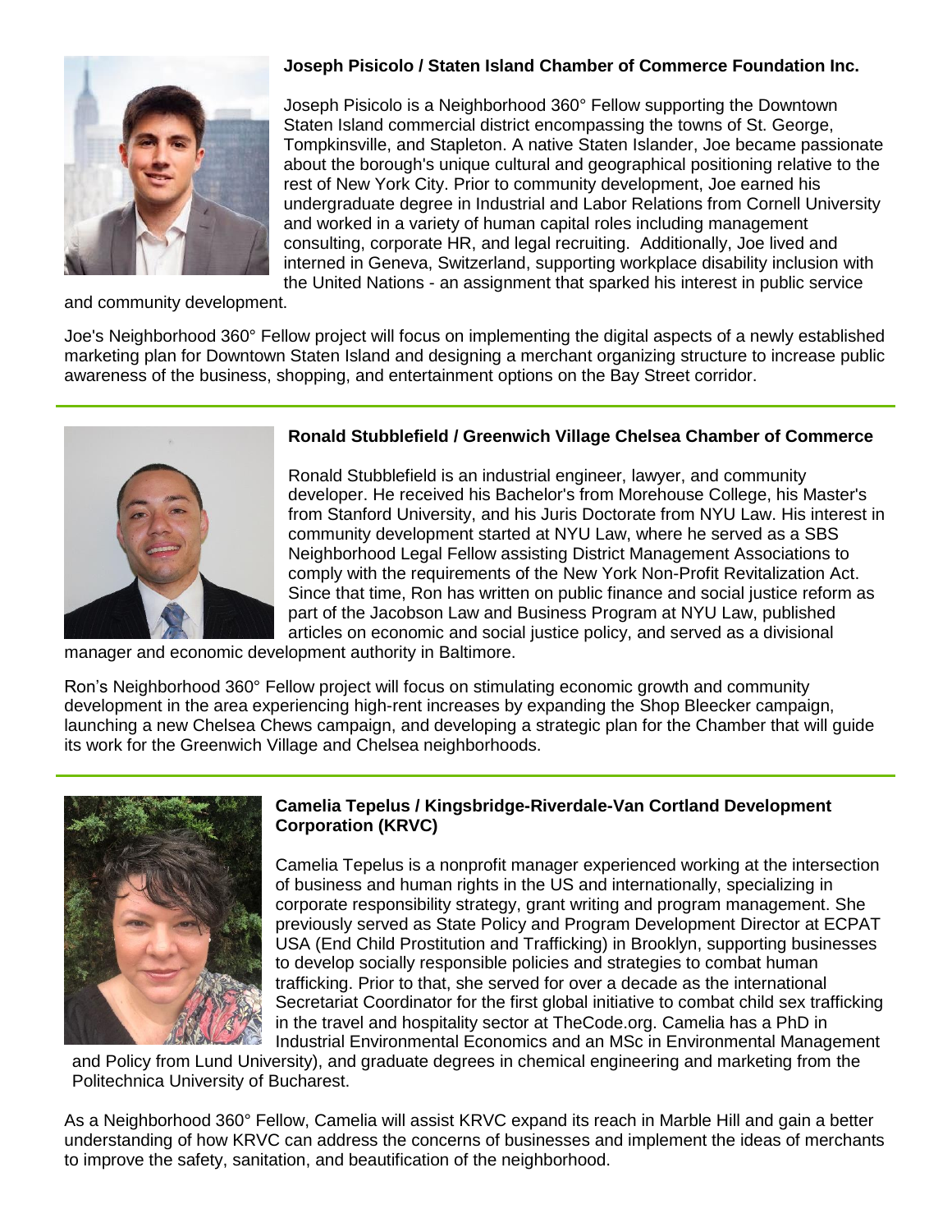### Joseph Pisicolo / Staten Island Chamber of Commerce Foundation Inc.

Joseph Pisicolo is a Neighborhood 360° Fellow supporting the Downtown Staten Island commercial district encompassing the towns of St. George, Tompkinsville, and Stapleton. A native Staten Islander, Joe became passionate about the borough's unique cultural and geographical positioning relative to the rest of New York City. Prior to community development, Joe earned his undergraduate degree in Industrial and Labor Relations from Cornell University and worked in a variety of human capital roles including management consulting, corporate HR, and legal recruiting. Additionally, Joe lived and interned in Geneva, Switzerland, supporting workplace disability inclusion with the United Nations - an assignment that sparked his interest in public service and community development.

Joe's Neighborhood 360° Fellow project will focus on implementing the digital aspects of a newly established marketing plan for Downtown Staten Island and designing a merchant organizing structure to increase public awareness of the business, shopping, and entertainment options on the Bay Street corridor.

---

### Ronald Stubblefield / Greenwich Village Chelsea Chamber of Commerce

Ronald Stubblefield is an industrial engineer, lawyer, and community developer. He received his Bachelor's from Morehouse College, his Master's from Stanford University, and his Juris Doctorate from NYU Law. His interest in community development started at NYU Law, where he served as a SBS Neighborhood Legal Fellow assisting District Management Associations to comply with the requirements of the New York Non-Profit Revitalization Act. Since that time, Ron has written on public finance and social justice reform as part of the Jacobson Law and Business Program at NYU Law, published articles on economic and social justice policy, and served as a divisional manager and economic development authority in Baltimore.

Ron's Neighborhood 360° Fellow project will focus on stimulating economic growth and community development in the area experiencing high-rent increases by expanding the Shop Bleecker campaign, launching a new Chelsea Chews campaign, and developing a strategic plan for the Chamber that will guide its work for the Greenwich Village and Chelsea neighborhoods.

---

### Camelia Tepelus / Kingsbridge-Riverdale-Van Cortland Development Corporation (KRVC)

Camelia Tepelus is a nonprofit manager experienced working at the intersection of business and human rights in the US and internationally, specializing in corporate responsibility strategy, grant writing and program management. She previously served as State Policy and Program Development Director at ECPAT USA (End Child Prostitution and Trafficking) in Brooklyn, supporting businesses to develop socially responsible policies and strategies to combat human trafficking. Prior to that, she served for over a decade as the international Secretariat Coordinator for the first global initiative to combat child sex trafficking in the travel and hospitality sector at TheCode.org. Camelia has a PhD in Industrial Environmental Economics and an MSc in Environmental Management and Policy from Lund University), and graduate degrees in chemical engineering and marketing from the Politechnica University of Bucharest.

As a Neighborhood 360° Fellow, Camelia will assist KRVC expand its reach in Marble Hill and gain a better understanding of how KRVC can address the concerns of businesses and implement the ideas of merchants to improve the safety, sanitation, and beautification of the neighborhood.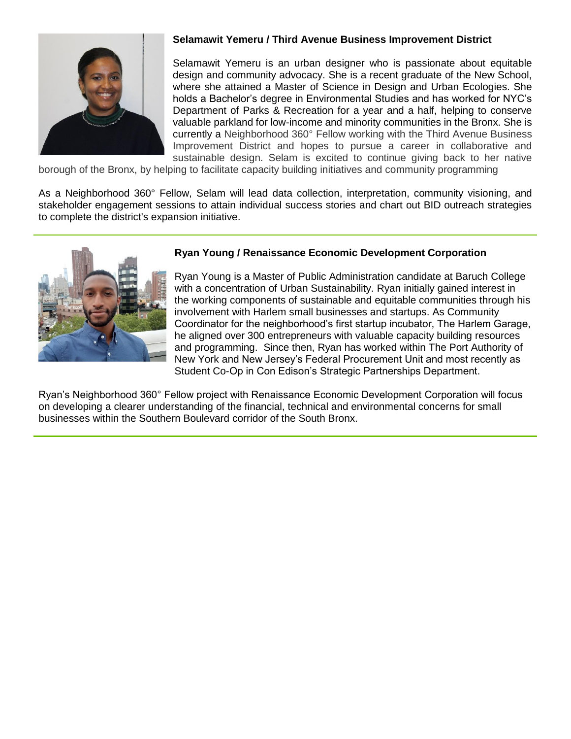### Selamawit Yemeru / Third Avenue Business Improvement District

Selamawit Yemeru is an urban designer who is passionate about equitable design and community advocacy. She is a recent graduate of the New School, where she attained a Master of Science in Design and Urban Ecologies. She holds a Bachelor's degree in Environmental Studies and has worked for NYC's Department of Parks & Recreation for a year and a half, helping to conserve valuable parkland for low-income and minority communities in the Bronx. She is currently a Neighborhood 360° Fellow working with the Third Avenue Business Improvement District and hopes to pursue a career in collaborative and sustainable design. Selam is excited to continue giving back to her native borough of the Bronx, by helping to facilitate capacity building initiatives and community programming

As a Neighborhood 360° Fellow, Selam will lead data collection, interpretation, community visioning, and stakeholder engagement sessions to attain individual success stories and chart out BID outreach strategies to complete the district's expansion initiative.

---

### Ryan Young / Renaissance Economic Development Corporation

Ryan Young is a Master of Public Administration candidate at Baruch College with a concentration of Urban Sustainability. Ryan initially gained interest in the working components of sustainable and equitable communities through his involvement with Harlem small businesses and startups. As Community Coordinator for the neighborhood's first startup incubator, The Harlem Garage, he aligned over 300 entrepreneurs with valuable capacity building resources and programming. Since then, Ryan has worked within The Port Authority of New York and New Jersey's Federal Procurement Unit and most recently as Student Co-Op in Con Edison's Strategic Partnerships Department.

Ryan's Neighborhood 360° Fellow project with Renaissance Economic Development Corporation will focus on developing a clearer understanding of the financial, technical and environmental concerns for small businesses within the Southern Boulevard corridor of the South Bronx.

---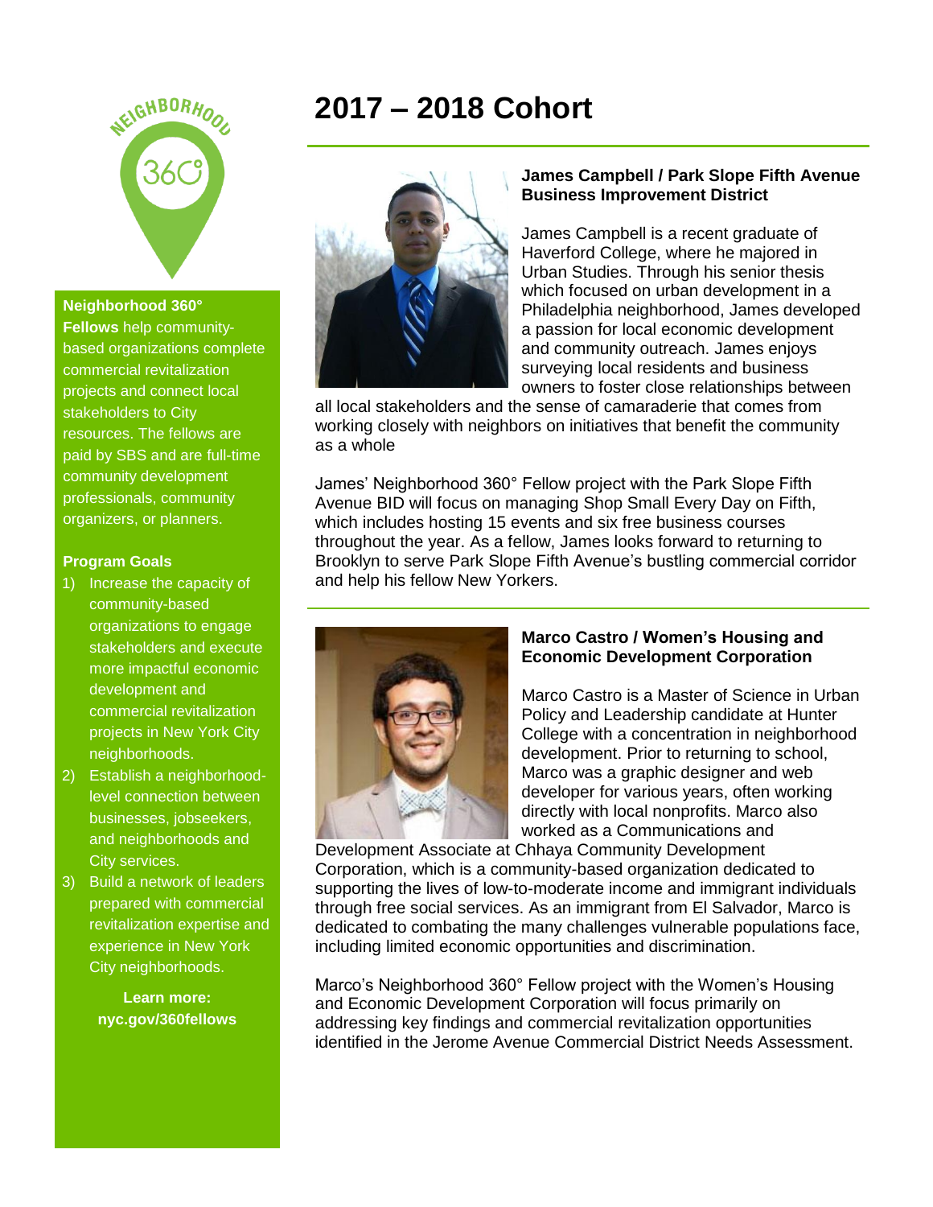# 2017 – 2018 Cohort

**Neighborhood 360° Fellows** help community-based organizations complete commercial revitalization projects and connect local stakeholders to City resources. The fellows are paid by SBS and are full-time community development professionals, community organizers, or planners.

**Program Goals**

1) Increase the capacity of community-based organizations to engage stakeholders and execute more impactful economic development and commercial revitalization projects in New York City neighborhoods.
2) Establish a neighborhood-level connection between businesses, jobseekers, and neighborhoods and City services.
3) Build a network of leaders prepared with commercial revitalization expertise and experience in New York City neighborhoods.

**Learn more: nyc.gov/360fellows**

### James Campbell / Park Slope Fifth Avenue Business Improvement District

James Campbell is a recent graduate of Haverford College, where he majored in Urban Studies. Through his senior thesis which focused on urban development in a Philadelphia neighborhood, James developed a passion for local economic development and community outreach. James enjoys surveying local residents and business owners to foster close relationships between all local stakeholders and the sense of camaraderie that comes from working closely with neighbors on initiatives that benefit the community as a whole

James' Neighborhood 360° Fellow project with the Park Slope Fifth Avenue BID will focus on managing Shop Small Every Day on Fifth, which includes hosting 15 events and six free business courses throughout the year. As a fellow, James looks forward to returning to Brooklyn to serve Park Slope Fifth Avenue's bustling commercial corridor and help his fellow New Yorkers.

### Marco Castro / Women's Housing and Economic Development Corporation

Marco Castro is a Master of Science in Urban Policy and Leadership candidate at Hunter College with a concentration in neighborhood development. Prior to returning to school, Marco was a graphic designer and web developer for various years, often working directly with local nonprofits. Marco also worked as a Communications and Development Associate at Chhaya Community Development Corporation, which is a community-based organization dedicated to supporting the lives of low-to-moderate income and immigrant individuals through free social services. As an immigrant from El Salvador, Marco is dedicated to combating the many challenges vulnerable populations face, including limited economic opportunities and discrimination.

Marco's Neighborhood 360° Fellow project with the Women's Housing and Economic Development Corporation will focus primarily on addressing key findings and commercial revitalization opportunities identified in the Jerome Avenue Commercial District Needs Assessment.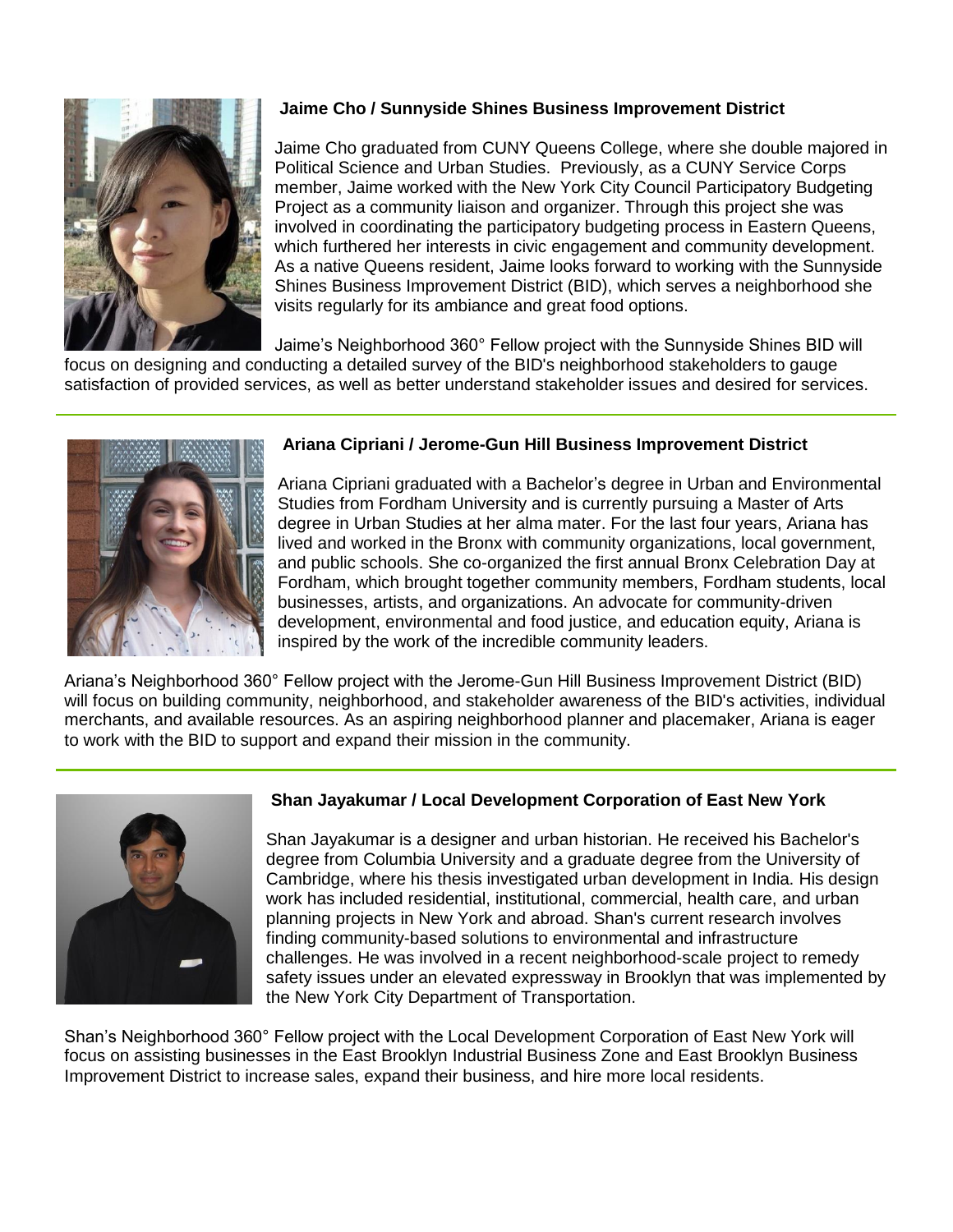### Jaime Cho / Sunnyside Shines Business Improvement District

Jaime Cho graduated from CUNY Queens College, where she double majored in Political Science and Urban Studies. Previously, as a CUNY Service Corps member, Jaime worked with the New York City Council Participatory Budgeting Project as a community liaison and organizer. Through this project she was involved in coordinating the participatory budgeting process in Eastern Queens, which furthered her interests in civic engagement and community development. As a native Queens resident, Jaime looks forward to working with the Sunnyside Shines Business Improvement District (BID), which serves a neighborhood she visits regularly for its ambiance and great food options.

Jaime's Neighborhood 360° Fellow project with the Sunnyside Shines BID will focus on designing and conducting a detailed survey of the BID's neighborhood stakeholders to gauge satisfaction of provided services, as well as better understand stakeholder issues and desired for services.

---

### Ariana Cipriani / Jerome-Gun Hill Business Improvement District

Ariana Cipriani graduated with a Bachelor's degree in Urban and Environmental Studies from Fordham University and is currently pursuing a Master of Arts degree in Urban Studies at her alma mater. For the last four years, Ariana has lived and worked in the Bronx with community organizations, local government, and public schools. She co-organized the first annual Bronx Celebration Day at Fordham, which brought together community members, Fordham students, local businesses, artists, and organizations. An advocate for community-driven development, environmental and food justice, and education equity, Ariana is inspired by the work of the incredible community leaders.

Ariana's Neighborhood 360° Fellow project with the Jerome-Gun Hill Business Improvement District (BID) will focus on building community, neighborhood, and stakeholder awareness of the BID's activities, individual merchants, and available resources. As an aspiring neighborhood planner and placemaker, Ariana is eager to work with the BID to support and expand their mission in the community.

---

### Shan Jayakumar / Local Development Corporation of East New York

Shan Jayakumar is a designer and urban historian. He received his Bachelor's degree from Columbia University and a graduate degree from the University of Cambridge, where his thesis investigated urban development in India. His design work has included residential, institutional, commercial, health care, and urban planning projects in New York and abroad. Shan's current research involves finding community-based solutions to environmental and infrastructure challenges. He was involved in a recent neighborhood-scale project to remedy safety issues under an elevated expressway in Brooklyn that was implemented by the New York City Department of Transportation.

Shan's Neighborhood 360° Fellow project with the Local Development Corporation of East New York will focus on assisting businesses in the East Brooklyn Industrial Business Zone and East Brooklyn Business Improvement District to increase sales, expand their business, and hire more local residents.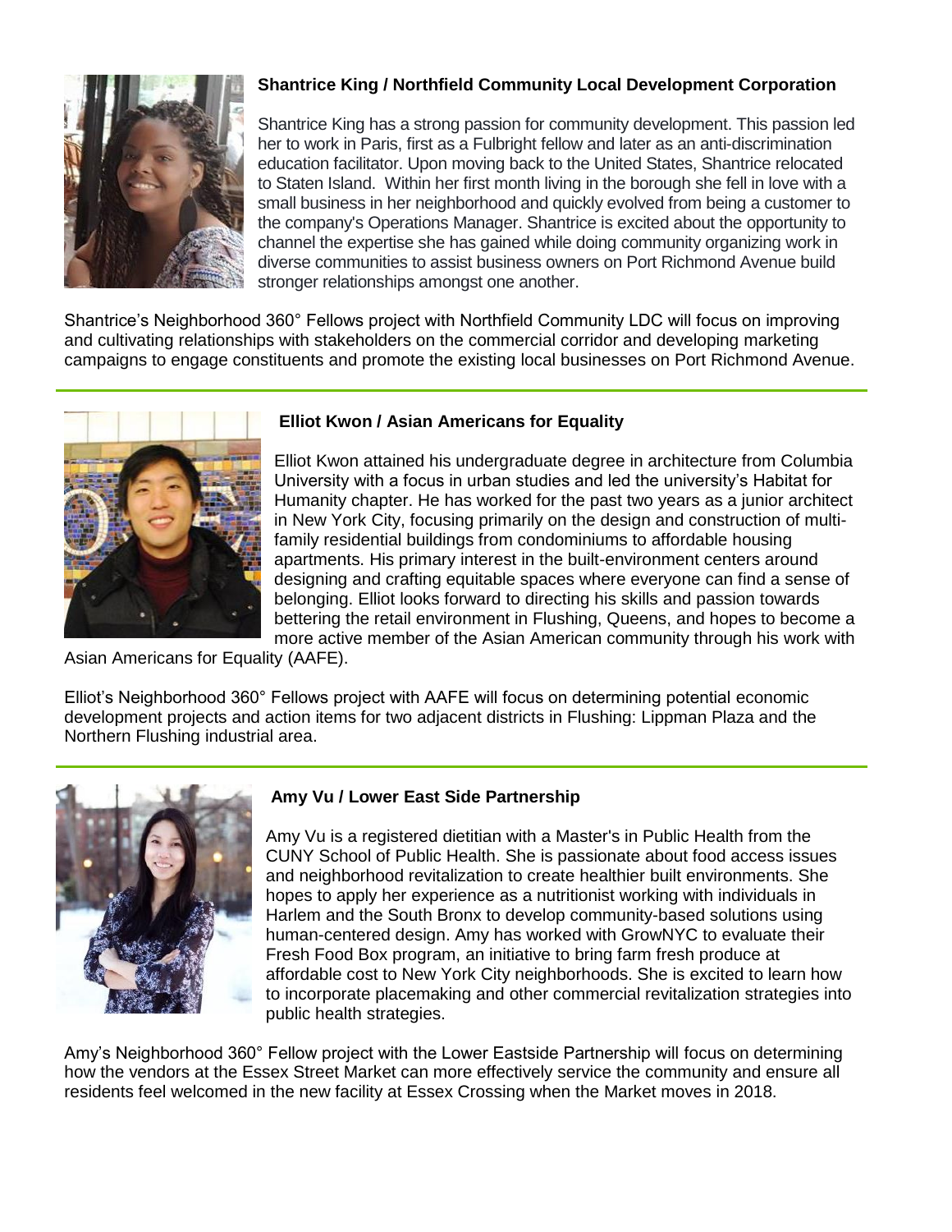### Shantrice King / Northfield Community Local Development Corporation

Shantrice King has a strong passion for community development. This passion led her to work in Paris, first as a Fulbright fellow and later as an anti-discrimination education facilitator. Upon moving back to the United States, Shantrice relocated to Staten Island. Within her first month living in the borough she fell in love with a small business in her neighborhood and quickly evolved from being a customer to the company's Operations Manager. Shantrice is excited about the opportunity to channel the expertise she has gained while doing community organizing work in diverse communities to assist business owners on Port Richmond Avenue build stronger relationships amongst one another.

Shantrice's Neighborhood 360° Fellows project with Northfield Community LDC will focus on improving and cultivating relationships with stakeholders on the commercial corridor and developing marketing campaigns to engage constituents and promote the existing local businesses on Port Richmond Avenue.

---

### Elliot Kwon / Asian Americans for Equality

Elliot Kwon attained his undergraduate degree in architecture from Columbia University with a focus in urban studies and led the university's Habitat for Humanity chapter. He has worked for the past two years as a junior architect in New York City, focusing primarily on the design and construction of multi-family residential buildings from condominiums to affordable housing apartments. His primary interest in the built-environment centers around designing and crafting equitable spaces where everyone can find a sense of belonging. Elliot looks forward to directing his skills and passion towards bettering the retail environment in Flushing, Queens, and hopes to become a more active member of the Asian American community through his work with Asian Americans for Equality (AAFE).

Elliot's Neighborhood 360° Fellows project with AAFE will focus on determining potential economic development projects and action items for two adjacent districts in Flushing: Lippman Plaza and the Northern Flushing industrial area.

---

### Amy Vu / Lower East Side Partnership

Amy Vu is a registered dietitian with a Master's in Public Health from the CUNY School of Public Health. She is passionate about food access issues and neighborhood revitalization to create healthier built environments. She hopes to apply her experience as a nutritionist working with individuals in Harlem and the South Bronx to develop community-based solutions using human-centered design. Amy has worked with GrowNYC to evaluate their Fresh Food Box program, an initiative to bring farm fresh produce at affordable cost to New York City neighborhoods. She is excited to learn how to incorporate placemaking and other commercial revitalization strategies into public health strategies.

Amy's Neighborhood 360° Fellow project with the Lower Eastside Partnership will focus on determining how the vendors at the Essex Street Market can more effectively service the community and ensure all residents feel welcomed in the new facility at Essex Crossing when the Market moves in 2018.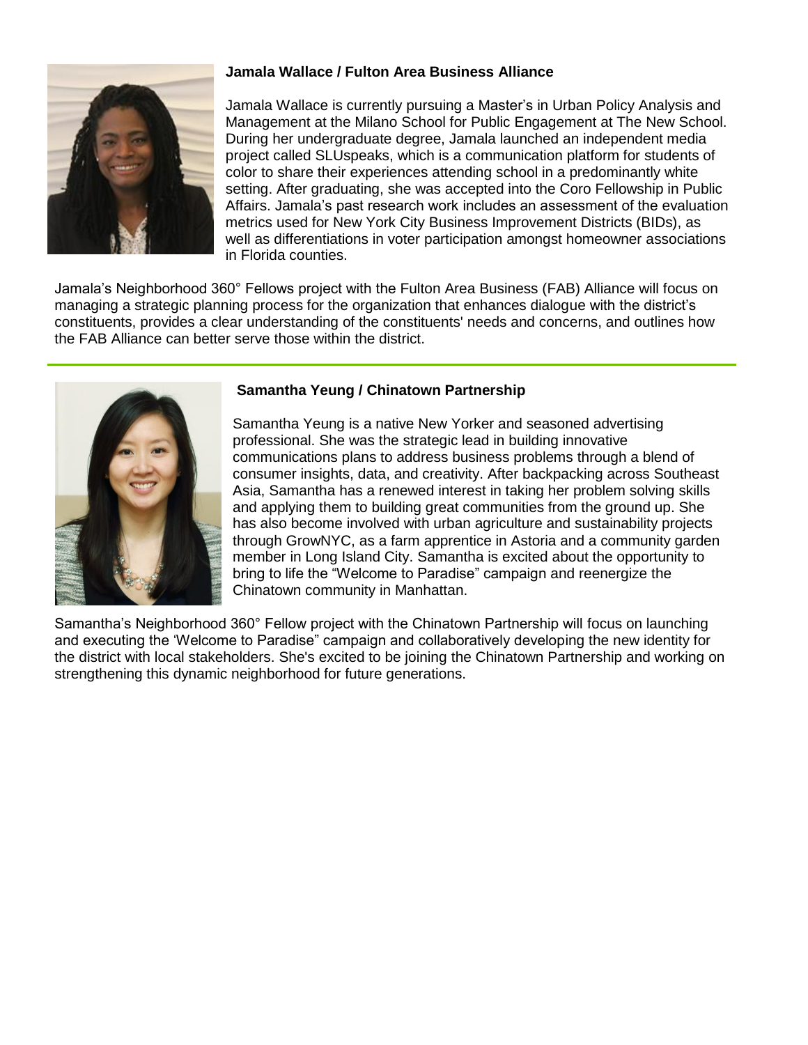**Jamala Wallace / Fulton Area Business Alliance**

Jamala Wallace is currently pursuing a Master's in Urban Policy Analysis and Management at the Milano School for Public Engagement at The New School. During her undergraduate degree, Jamala launched an independent media project called SLUspeaks, which is a communication platform for students of color to share their experiences attending school in a predominantly white setting. After graduating, she was accepted into the Coro Fellowship in Public Affairs. Jamala's past research work includes an assessment of the evaluation metrics used for New York City Business Improvement Districts (BIDs), as well as differentiations in voter participation amongst homeowner associations in Florida counties.

Jamala's Neighborhood 360° Fellows project with the Fulton Area Business (FAB) Alliance will focus on managing a strategic planning process for the organization that enhances dialogue with the district's constituents, provides a clear understanding of the constituents' needs and concerns, and outlines how the FAB Alliance can better serve those within the district.

---

**Samantha Yeung / Chinatown Partnership**

Samantha Yeung is a native New Yorker and seasoned advertising professional. She was the strategic lead in building innovative communications plans to address business problems through a blend of consumer insights, data, and creativity. After backpacking across Southeast Asia, Samantha has a renewed interest in taking her problem solving skills and applying them to building great communities from the ground up. She has also become involved with urban agriculture and sustainability projects through GrowNYC, as a farm apprentice in Astoria and a community garden member in Long Island City. Samantha is excited about the opportunity to bring to life the "Welcome to Paradise" campaign and reenergize the Chinatown community in Manhattan.

Samantha's Neighborhood 360° Fellow project with the Chinatown Partnership will focus on launching and executing the 'Welcome to Paradise" campaign and collaboratively developing the new identity for the district with local stakeholders. She's excited to be joining the Chinatown Partnership and working on strengthening this dynamic neighborhood for future generations.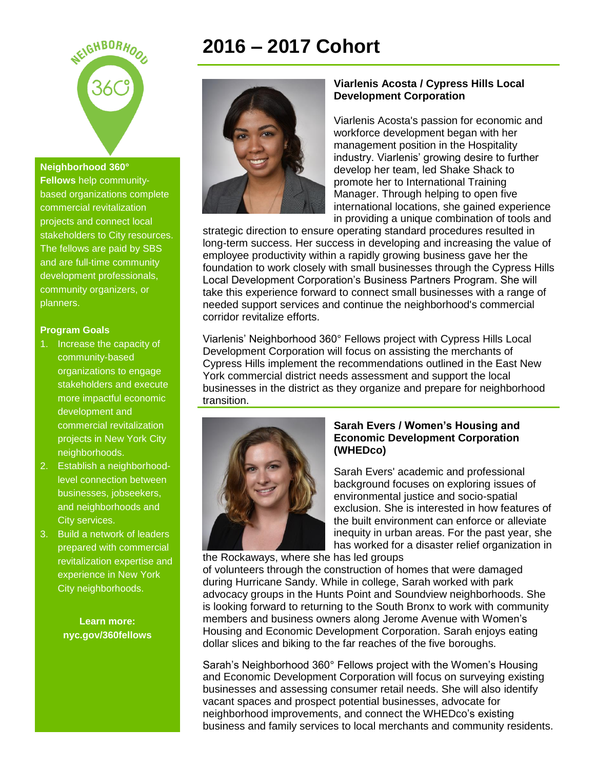# 2016 – 2017 Cohort

**Neighborhood 360° Fellows** help community-based organizations complete commercial revitalization projects and connect local stakeholders to City resources. The fellows are paid by SBS and are full-time community development professionals, community organizers, or planners.

**Program Goals**

1. Increase the capacity of community-based organizations to engage stakeholders and execute more impactful economic development and commercial revitalization projects in New York City neighborhoods.
2. Establish a neighborhood-level connection between businesses, jobseekers, and neighborhoods and City services.
3. Build a network of leaders prepared with commercial revitalization expertise and experience in New York City neighborhoods.

**Learn more: nyc.gov/360fellows**

### Viarlenis Acosta / Cypress Hills Local Development Corporation

Viarlenis Acosta's passion for economic and workforce development began with her management position in the Hospitality industry. Viarlenis' growing desire to further develop her team, led Shake Shack to promote her to International Training Manager. Through helping to open five international locations, she gained experience in providing a unique combination of tools and strategic direction to ensure operating standard procedures resulted in long-term success. Her success in developing and increasing the value of employee productivity within a rapidly growing business gave her the foundation to work closely with small businesses through the Cypress Hills Local Development Corporation's Business Partners Program. She will take this experience forward to connect small businesses with a range of needed support services and continue the neighborhood's commercial corridor revitalize efforts.

Viarlenis' Neighborhood 360° Fellows project with Cypress Hills Local Development Corporation will focus on assisting the merchants of Cypress Hills implement the recommendations outlined in the East New York commercial district needs assessment and support the local businesses in the district as they organize and prepare for neighborhood transition.

### Sarah Evers / Women's Housing and Economic Development Corporation (WHEDco)

Sarah Evers' academic and professional background focuses on exploring issues of environmental justice and socio-spatial exclusion. She is interested in how features of the built environment can enforce or alleviate inequity in urban areas. For the past year, she has worked for a disaster relief organization in the Rockaways, where she has led groups of volunteers through the construction of homes that were damaged during Hurricane Sandy. While in college, Sarah worked with park advocacy groups in the Hunts Point and Soundview neighborhoods. She is looking forward to returning to the South Bronx to work with community members and business owners along Jerome Avenue with Women's Housing and Economic Development Corporation. Sarah enjoys eating dollar slices and biking to the far reaches of the five boroughs.

Sarah's Neighborhood 360° Fellows project with the Women's Housing and Economic Development Corporation will focus on surveying existing businesses and assessing consumer retail needs. She will also identify vacant spaces and prospect potential businesses, advocate for neighborhood improvements, and connect the WHEDco's existing business and family services to local merchants and community residents.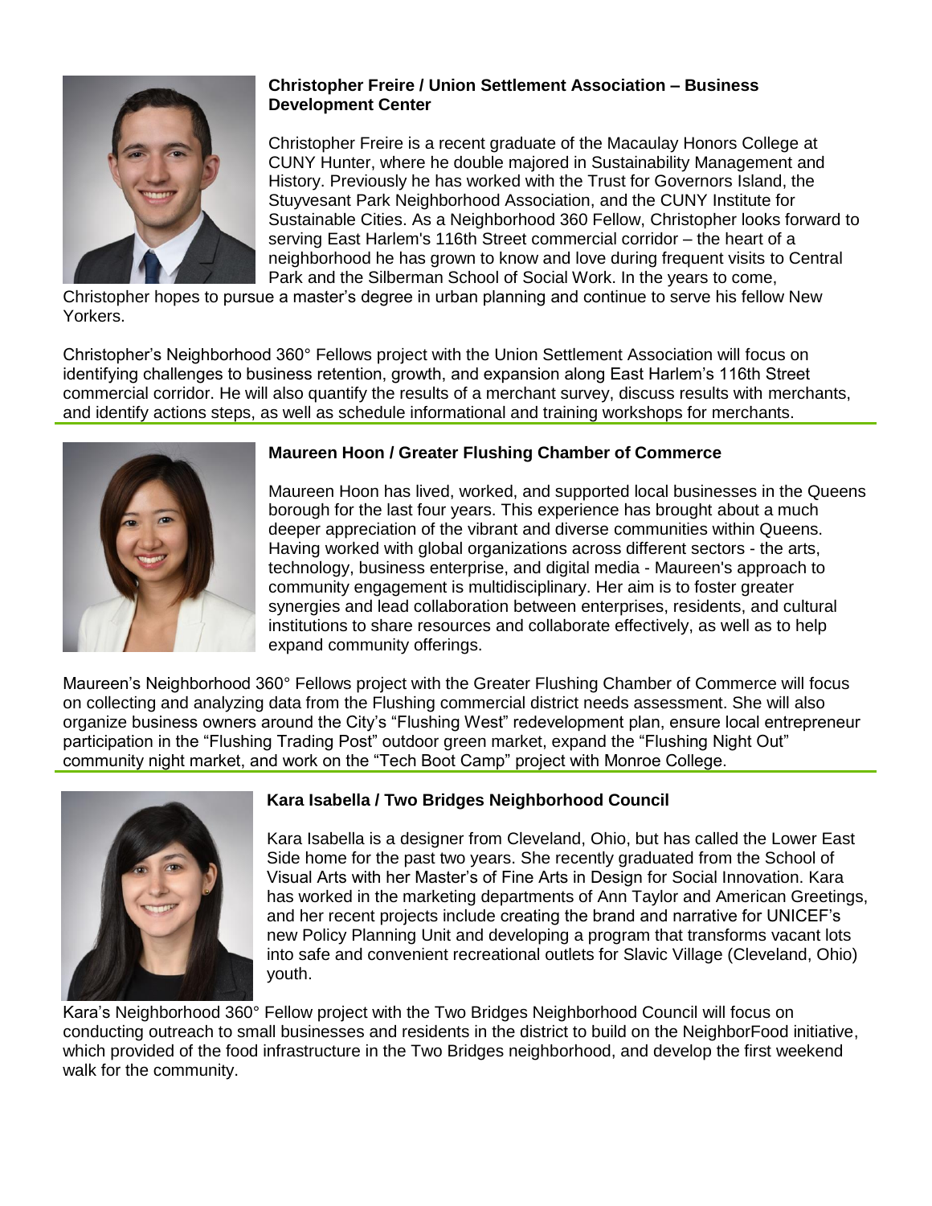**Christopher Freire / Union Settlement Association – Business Development Center**

Christopher Freire is a recent graduate of the Macaulay Honors College at CUNY Hunter, where he double majored in Sustainability Management and History. Previously he has worked with the Trust for Governors Island, the Stuyvesant Park Neighborhood Association, and the CUNY Institute for Sustainable Cities. As a Neighborhood 360 Fellow, Christopher looks forward to serving East Harlem's 116th Street commercial corridor – the heart of a neighborhood he has grown to know and love during frequent visits to Central Park and the Silberman School of Social Work. In the years to come, Christopher hopes to pursue a master's degree in urban planning and continue to serve his fellow New Yorkers.

Christopher's Neighborhood 360° Fellows project with the Union Settlement Association will focus on identifying challenges to business retention, growth, and expansion along East Harlem's 116th Street commercial corridor. He will also quantify the results of a merchant survey, discuss results with merchants, and identify actions steps, as well as schedule informational and training workshops for merchants.

---

**Maureen Hoon / Greater Flushing Chamber of Commerce**

Maureen Hoon has lived, worked, and supported local businesses in the Queens borough for the last four years. This experience has brought about a much deeper appreciation of the vibrant and diverse communities within Queens. Having worked with global organizations across different sectors - the arts, technology, business enterprise, and digital media - Maureen's approach to community engagement is multidisciplinary. Her aim is to foster greater synergies and lead collaboration between enterprises, residents, and cultural institutions to share resources and collaborate effectively, as well as to help expand community offerings.

Maureen's Neighborhood 360° Fellows project with the Greater Flushing Chamber of Commerce will focus on collecting and analyzing data from the Flushing commercial district needs assessment. She will also organize business owners around the City's "Flushing West" redevelopment plan, ensure local entrepreneur participation in the "Flushing Trading Post" outdoor green market, expand the "Flushing Night Out" community night market, and work on the "Tech Boot Camp" project with Monroe College.

---

**Kara Isabella / Two Bridges Neighborhood Council**

Kara Isabella is a designer from Cleveland, Ohio, but has called the Lower East Side home for the past two years. She recently graduated from the School of Visual Arts with her Master's of Fine Arts in Design for Social Innovation. Kara has worked in the marketing departments of Ann Taylor and American Greetings, and her recent projects include creating the brand and narrative for UNICEF's new Policy Planning Unit and developing a program that transforms vacant lots into safe and convenient recreational outlets for Slavic Village (Cleveland, Ohio) youth.

Kara's Neighborhood 360° Fellow project with the Two Bridges Neighborhood Council will focus on conducting outreach to small businesses and residents in the district to build on the NeighborFood initiative, which provided of the food infrastructure in the Two Bridges neighborhood, and develop the first weekend walk for the community.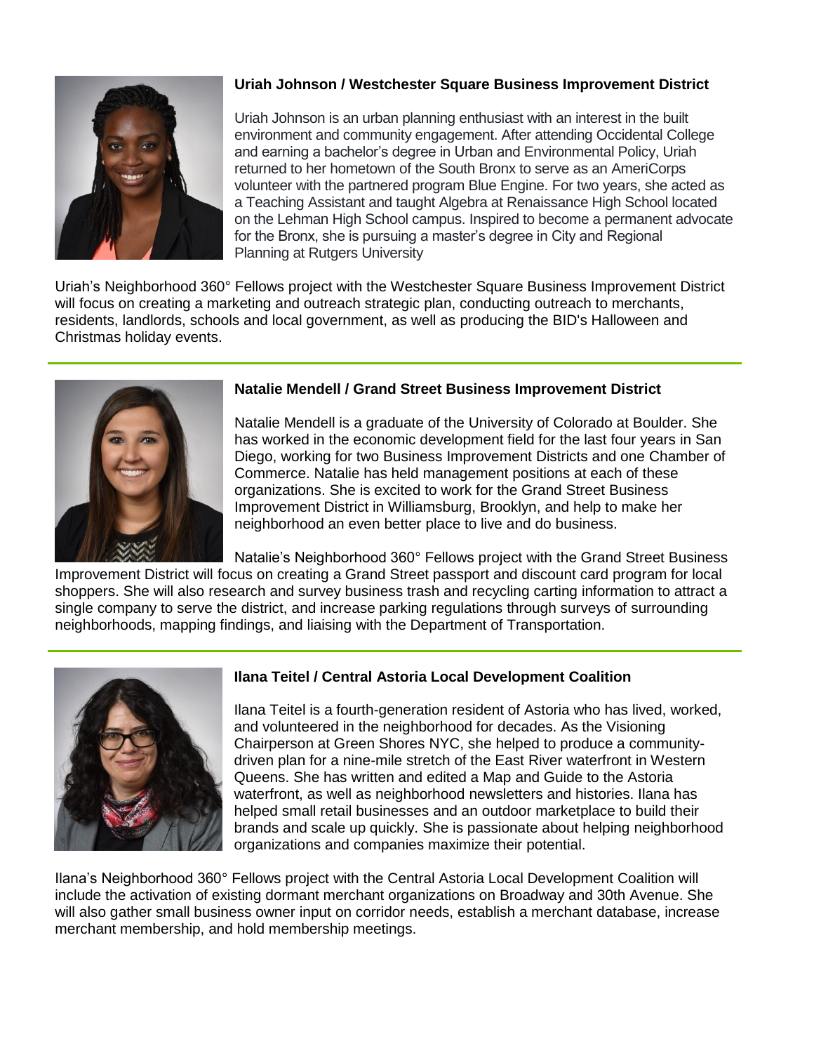### Uriah Johnson / Westchester Square Business Improvement District

Uriah Johnson is an urban planning enthusiast with an interest in the built environment and community engagement. After attending Occidental College and earning a bachelor's degree in Urban and Environmental Policy, Uriah returned to her hometown of the South Bronx to serve as an AmeriCorps volunteer with the partnered program Blue Engine. For two years, she acted as a Teaching Assistant and taught Algebra at Renaissance High School located on the Lehman High School campus. Inspired to become a permanent advocate for the Bronx, she is pursuing a master's degree in City and Regional Planning at Rutgers University

Uriah's Neighborhood 360° Fellows project with the Westchester Square Business Improvement District will focus on creating a marketing and outreach strategic plan, conducting outreach to merchants, residents, landlords, schools and local government, as well as producing the BID's Halloween and Christmas holiday events.

---

### Natalie Mendell / Grand Street Business Improvement District

Natalie Mendell is a graduate of the University of Colorado at Boulder. She has worked in the economic development field for the last four years in San Diego, working for two Business Improvement Districts and one Chamber of Commerce. Natalie has held management positions at each of these organizations. She is excited to work for the Grand Street Business Improvement District in Williamsburg, Brooklyn, and help to make her neighborhood an even better place to live and do business.

Natalie's Neighborhood 360° Fellows project with the Grand Street Business Improvement District will focus on creating a Grand Street passport and discount card program for local shoppers. She will also research and survey business trash and recycling carting information to attract a single company to serve the district, and increase parking regulations through surveys of surrounding neighborhoods, mapping findings, and liaising with the Department of Transportation.

---

### Ilana Teitel / Central Astoria Local Development Coalition

Ilana Teitel is a fourth-generation resident of Astoria who has lived, worked, and volunteered in the neighborhood for decades. As the Visioning Chairperson at Green Shores NYC, she helped to produce a community-driven plan for a nine-mile stretch of the East River waterfront in Western Queens. She has written and edited a Map and Guide to the Astoria waterfront, as well as neighborhood newsletters and histories. Ilana has helped small retail businesses and an outdoor marketplace to build their brands and scale up quickly. She is passionate about helping neighborhood organizations and companies maximize their potential.

Ilana's Neighborhood 360° Fellows project with the Central Astoria Local Development Coalition will include the activation of existing dormant merchant organizations on Broadway and 30th Avenue. She will also gather small business owner input on corridor needs, establish a merchant database, increase merchant membership, and hold membership meetings.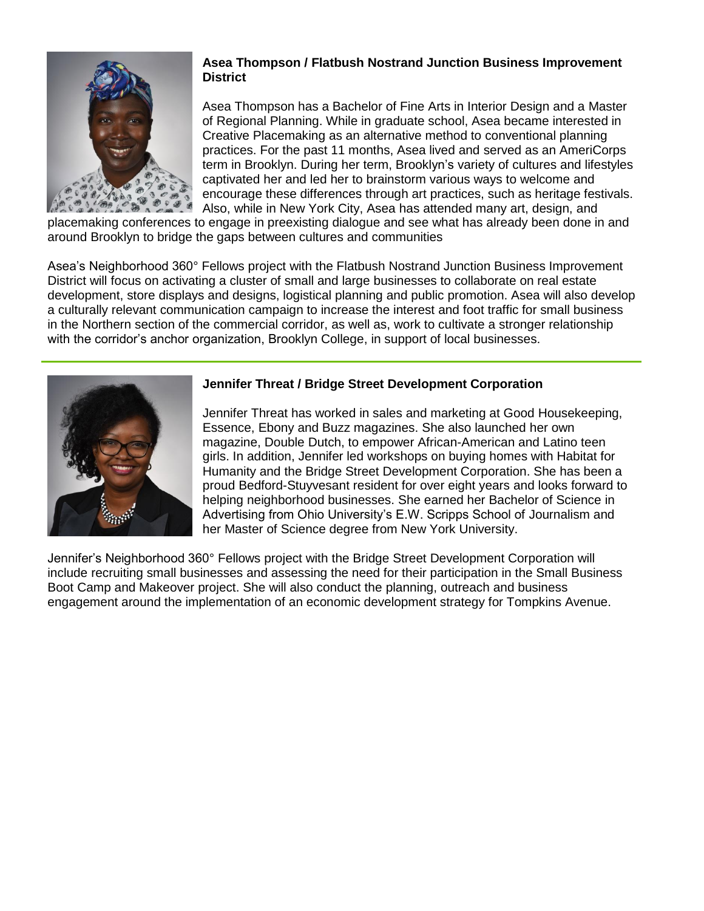**Asea Thompson / Flatbush Nostrand Junction Business Improvement District**

Asea Thompson has a Bachelor of Fine Arts in Interior Design and a Master of Regional Planning. While in graduate school, Asea became interested in Creative Placemaking as an alternative method to conventional planning practices. For the past 11 months, Asea lived and served as an AmeriCorps term in Brooklyn. During her term, Brooklyn's variety of cultures and lifestyles captivated her and led her to brainstorm various ways to welcome and encourage these differences through art practices, such as heritage festivals. Also, while in New York City, Asea has attended many art, design, and placemaking conferences to engage in preexisting dialogue and see what has already been done in and around Brooklyn to bridge the gaps between cultures and communities

Asea's Neighborhood 360° Fellows project with the Flatbush Nostrand Junction Business Improvement District will focus on activating a cluster of small and large businesses to collaborate on real estate development, store displays and designs, logistical planning and public promotion. Asea will also develop a culturally relevant communication campaign to increase the interest and foot traffic for small business in the Northern section of the commercial corridor, as well as, work to cultivate a stronger relationship with the corridor's anchor organization, Brooklyn College, in support of local businesses.

---

**Jennifer Threat / Bridge Street Development Corporation**

Jennifer Threat has worked in sales and marketing at Good Housekeeping, Essence, Ebony and Buzz magazines. She also launched her own magazine, Double Dutch, to empower African-American and Latino teen girls. In addition, Jennifer led workshops on buying homes with Habitat for Humanity and the Bridge Street Development Corporation. She has been a proud Bedford-Stuyvesant resident for over eight years and looks forward to helping neighborhood businesses. She earned her Bachelor of Science in Advertising from Ohio University's E.W. Scripps School of Journalism and her Master of Science degree from New York University.

Jennifer's Neighborhood 360° Fellows project with the Bridge Street Development Corporation will include recruiting small businesses and assessing the need for their participation in the Small Business Boot Camp and Makeover project. She will also conduct the planning, outreach and business engagement around the implementation of an economic development strategy for Tompkins Avenue.